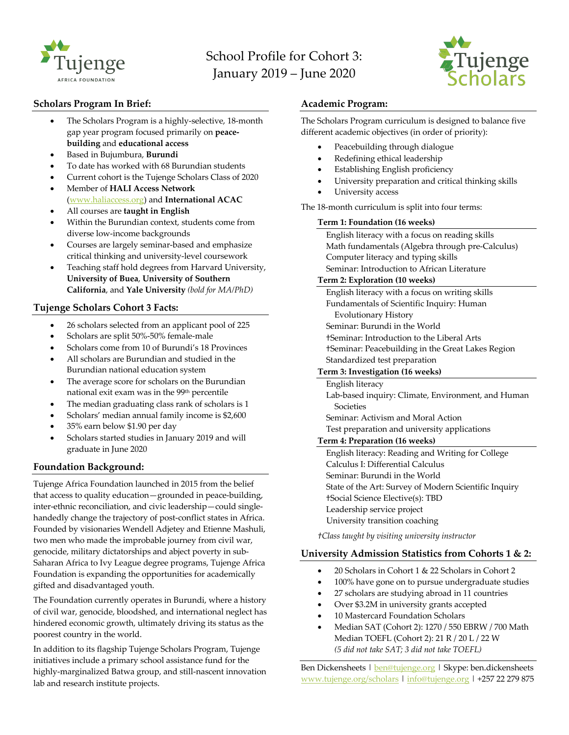# School Profile for Cohort 3: January 2019 – June 2020

## Scholars Program In Brief:

- The Scholars Program is a highly-selective, 18-month gap year program focused primarily on **peace-building** and **educational access**
- Based in Bujumbura, **Burundi**
- To date has worked with 68 Burundian students
- Current cohort is the Tujenge Scholars Class of 2020
- Member of **HALI Access Network** (www.haliaccess.org) and **International ACAC**
- All courses are **taught in English**
- Within the Burundian context, students come from diverse low-income backgrounds
- Courses are largely seminar-based and emphasize critical thinking and university-level coursework
- Teaching staff hold degrees from Harvard University, **University of Buea**, **University of Southern California**, and **Yale University** *(bold for MA/PhD)*

## Tujenge Scholars Cohort 3 Facts:

- 26 scholars selected from an applicant pool of 225
- Scholars are split 50%-50% female-male
- Scholars come from 10 of Burundi's 18 Provinces
- All scholars are Burundian and studied in the Burundian national education system
- The average score for scholars on the Burundian national exit exam was in the 99th percentile
- The median graduating class rank of scholars is 1
- Scholars' median annual family income is $2,600
- 35% earn below $1.90 per day
- Scholars started studies in January 2019 and will graduate in June 2020

## Foundation Background:

Tujenge Africa Foundation launched in 2015 from the belief that access to quality education—grounded in peace-building, inter-ethnic reconciliation, and civic leadership—could single-handedly change the trajectory of post-conflict states in Africa. Founded by visionaries Wendell Adjetey and Etienne Mashuli, two men who made the improbable journey from civil war, genocide, military dictatorships and abject poverty in sub-Saharan Africa to Ivy League degree programs, Tujenge Africa Foundation is expanding the opportunities for academically gifted and disadvantaged youth.

The Foundation currently operates in Burundi, where a history of civil war, genocide, bloodshed, and international neglect has hindered economic growth, ultimately driving its status as the poorest country in the world.

In addition to its flagship Tujenge Scholars Program, Tujenge initiatives include a primary school assistance fund for the highly-marginalized Batwa group, and still-nascent innovation lab and research institute projects.

## Academic Program:

The Scholars Program curriculum is designed to balance five different academic objectives (in order of priority):

- Peacebuilding through dialogue
- Redefining ethical leadership
- Establishing English proficiency
- University preparation and critical thinking skills
- University access

The 18-month curriculum is split into four terms:

**Term 1: Foundation (16 weeks)**

English literacy with a focus on reading skills
Math fundamentals (Algebra through pre-Calculus)
Computer literacy and typing skills
Seminar: Introduction to African Literature

**Term 2: Exploration (10 weeks)**

English literacy with a focus on writing skills
Fundamentals of Scientific Inquiry: Human Evolutionary History
Seminar: Burundi in the World
†Seminar: Introduction to the Liberal Arts
†Seminar: Peacebuilding in the Great Lakes Region
Standardized test preparation

**Term 3: Investigation (16 weeks)**

English literacy
Lab-based inquiry: Climate, Environment, and Human Societies
Seminar: Activism and Moral Action
Test preparation and university applications

**Term 4: Preparation (16 weeks)**

English literacy: Reading and Writing for College
Calculus I: Differential Calculus
Seminar: Burundi in the World
State of the Art: Survey of Modern Scientific Inquiry
†Social Science Elective(s): TBD
Leadership service project
University transition coaching

*†Class taught by visiting university instructor*

## University Admission Statistics from Cohorts 1 & 2:

- 20 Scholars in Cohort 1 & 22 Scholars in Cohort 2
- 100% have gone on to pursue undergraduate studies
- 27 scholars are studying abroad in 11 countries
- Over $3.2M in university grants accepted
- 10 Mastercard Foundation Scholars
- Median SAT (Cohort 2): 1270 / 550 EBRW / 700 Math
  Median TOEFL (Cohort 2): 21 R / 20 L / 22 W
  *(5 did not take SAT; 3 did not take TOEFL)*

Ben Dickensheets | ben@tujenge.org | Skype: ben.dickensheets
www.tujenge.org/scholars | info@tujenge.org | +257 22 279 875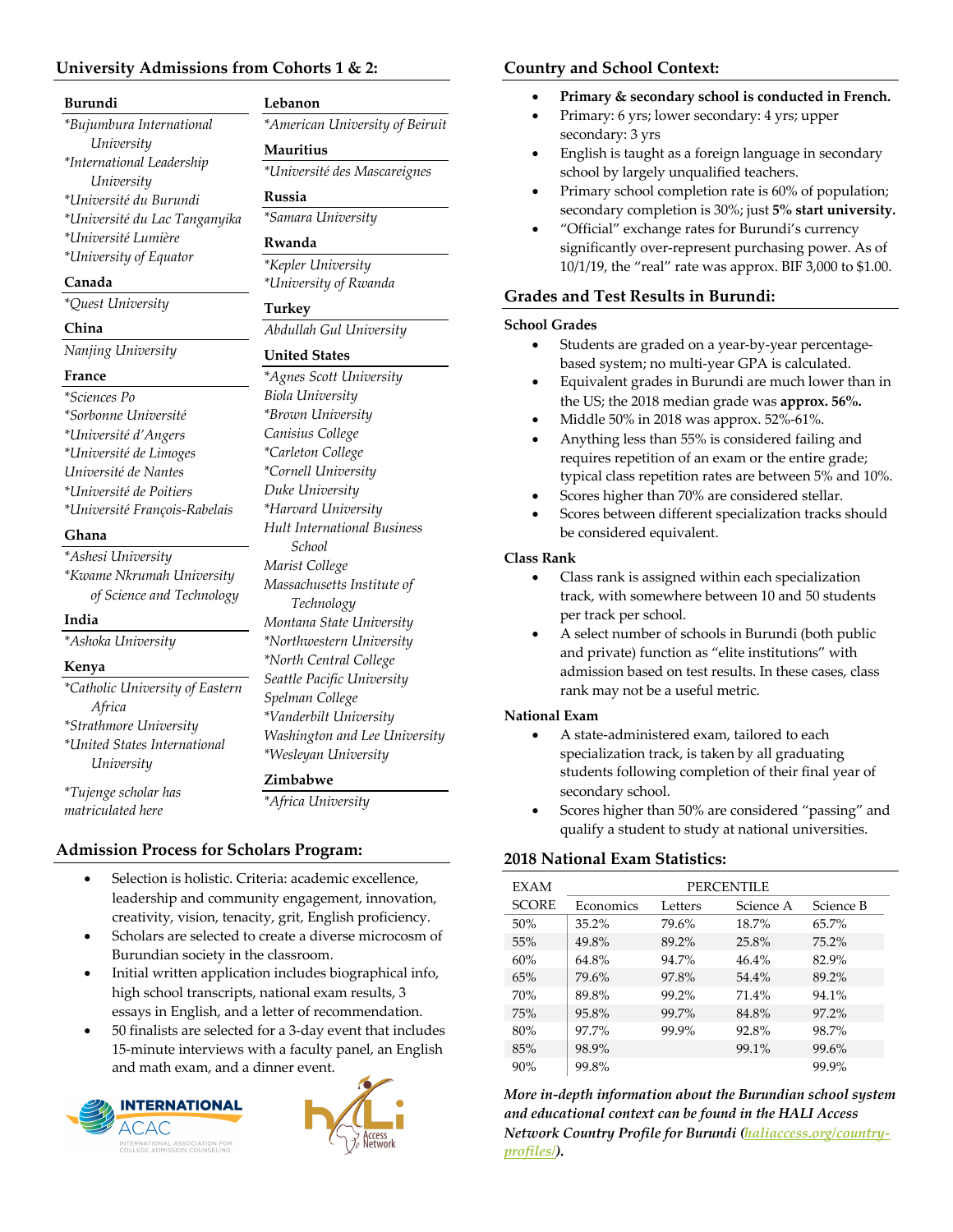## University Admissions from Cohorts 1 & 2:

### Burundi

*\*Bujumbura International University*
*\*International Leadership University*
*\*Université du Burundi*
*\*Université du Lac Tanganyika*
*\*Université Lumière*
*\*University of Equator*

### Canada

*\*Quest University*

### China

*Nanjing University*

### France

*\*Sciences Po*
*\*Sorbonne Université*
*\*Université d'Angers*
*\*Université de Limoges*
*Université de Nantes*
*\*Université de Poitiers*
*\*Université François-Rabelais*

### Ghana

*\*Ashesi University*
*\*Kwame Nkrumah University of Science and Technology*

### India

*\*Ashoka University*

### Kenya

*\*Catholic University of Eastern Africa*
*\*Strathmore University*
*\*United States International University*

### Lebanon

*\*American University of Beirut*

### Mauritius

*\*Université des Mascareignes*

### Russia

*\*Samara University*

### Rwanda

*\*Kepler University*
*\*University of Rwanda*

### Turkey

*Abdullah Gul University*

### United States

*\*Agnes Scott University*
*Biola University*
*\*Brown University*
*Canisius College*
*\*Carleton College*
*\*Cornell University*
*Duke University*
*\*Harvard University*
*Hult International Business School*
*Marist College*
*Massachusetts Institute of Technology*
*Montana State University*
*\*Northwestern University*
*\*North Central College*
*Seattle Pacific University*
*Spelman College*
*\*Vanderbilt University*
*Washington and Lee University*
*\*Wesleyan University*

### Zimbabwe

*\*Africa University*

*\*Tujenge scholar has matriculated here*

## Admission Process for Scholars Program:

- Selection is holistic. Criteria: academic excellence, leadership and community engagement, innovation, creativity, vision, tenacity, grit, English proficiency.
- Scholars are selected to create a diverse microcosm of Burundian society in the classroom.
- Initial written application includes biographical info, high school transcripts, national exam results, 3 essays in English, and a letter of recommendation.
- 50 finalists are selected for a 3-day event that includes 15-minute interviews with a faculty panel, an English and math exam, and a dinner event.

## Country and School Context:

- **Primary & secondary school is conducted in French.**
- Primary: 6 yrs; lower secondary: 4 yrs; upper secondary: 3 yrs
- English is taught as a foreign language in secondary school by largely unqualified teachers.
- Primary school completion rate is 60% of population; secondary completion is 30%; just **5% start university.**
- "Official" exchange rates for Burundi's currency significantly over-represent purchasing power. As of 10/1/19, the "real" rate was approx. BIF 3,000 to $1.00.

## Grades and Test Results in Burundi:

### School Grades

- Students are graded on a year-by-year percentage-based system; no multi-year GPA is calculated.
- Equivalent grades in Burundi are much lower than in the US; the 2018 median grade was **approx. 56%.**
- Middle 50% in 2018 was approx. 52%-61%.
- Anything less than 55% is considered failing and requires repetition of an exam or the entire grade; typical class repetition rates are between 5% and 10%.
- Scores higher than 70% are considered stellar.
- Scores between different specialization tracks should be considered equivalent.

### Class Rank

- Class rank is assigned within each specialization track, with somewhere between 10 and 50 students per track per school.
- A select number of schools in Burundi (both public and private) function as "elite institutions" with admission based on test results. In these cases, class rank may not be a useful metric.

### National Exam

- A state-administered exam, tailored to each specialization track, is taken by all graduating students following completion of their final year of secondary school.
- Scores higher than 50% are considered "passing" and qualify a student to study at national universities.

## 2018 National Exam Statistics:

| EXAM | PERCENTILE | | | |
|---|---|---|---|---|
| SCORE | Economics | Letters | Science A | Science B |
| 50% | 35.2% | 79.6% | 18.7% | 65.7% |
| 55% | 49.8% | 89.2% | 25.8% | 75.2% |
| 60% | 64.8% | 94.7% | 46.4% | 82.9% |
| 65% | 79.6% | 97.8% | 54.4% | 89.2% |
| 70% | 89.8% | 99.2% | 71.4% | 94.1% |
| 75% | 95.8% | 99.7% | 84.8% | 97.2% |
| 80% | 97.7% | 99.9% | 92.8% | 98.7% |
| 85% | 98.9% | | 99.1% | 99.6% |
| 90% | 99.8% | | | 99.9% |

***More in-depth information about the Burundian school system and educational context can be found in the HALI Access Network Country Profile for Burundi (haliaccess.org/country-profiles/).***